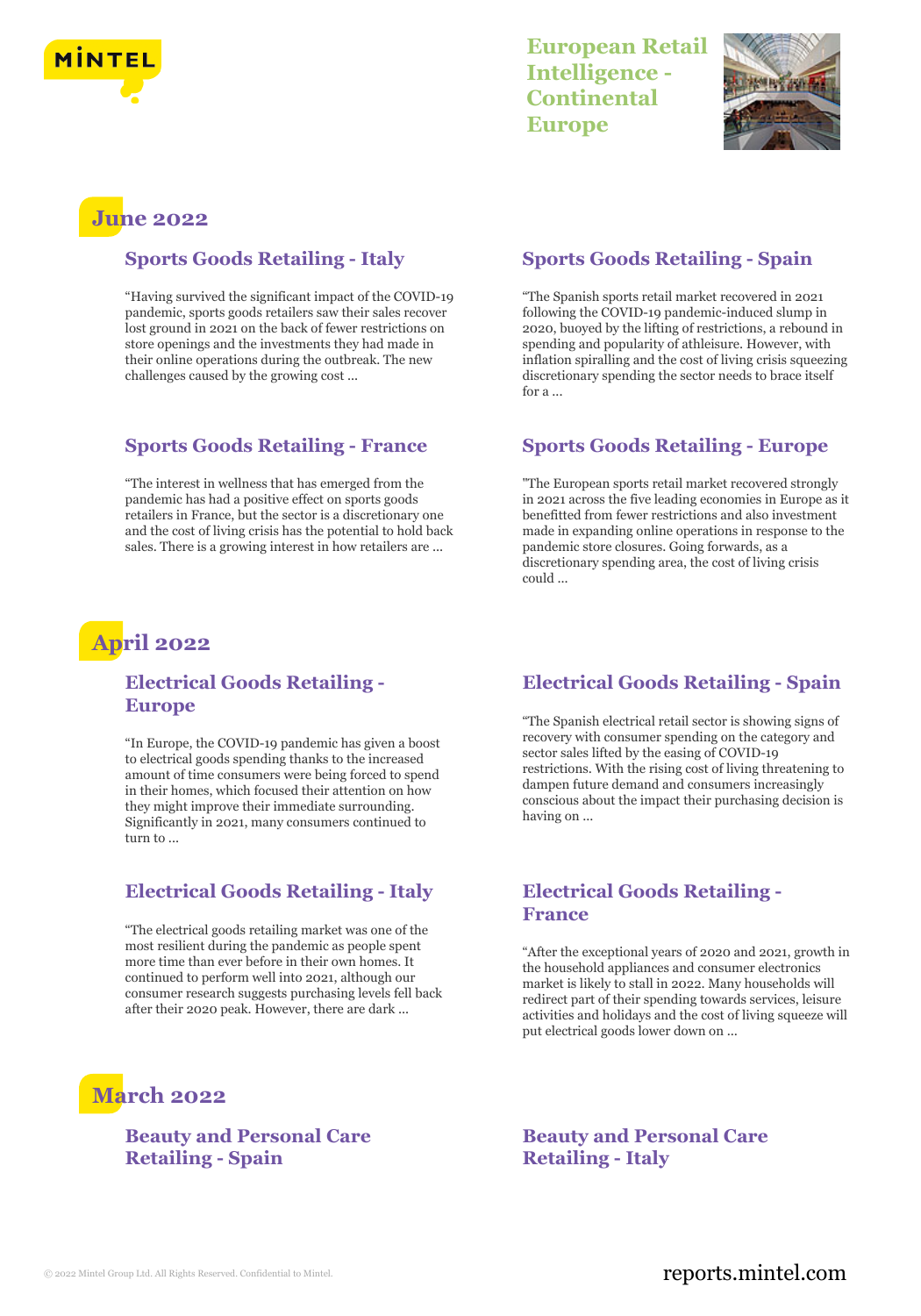# European Retail Intelligence - Continental Europe

## June 2022

### Sports Goods Retailing - Italy

“Having survived the significant impact of the COVID-19 pandemic, sports goods retailers saw their sales recover lost ground in 2021 on the back of fewer restrictions on store openings and the investments they had made in their online operations during the outbreak. The new challenges caused by the growing cost ...

### Sports Goods Retailing - Spain

“The Spanish sports retail market recovered in 2021 following the COVID-19 pandemic-induced slump in 2020, buoyed by the lifting of restrictions, a rebound in spending and popularity of athleisure. However, with inflation spiralling and the cost of living crisis squeezing discretionary spending the sector needs to brace itself for a ...

### Sports Goods Retailing - France

“The interest in wellness that has emerged from the pandemic has had a positive effect on sports goods retailers in France, but the sector is a discretionary one and the cost of living crisis has the potential to hold back sales. There is a growing interest in how retailers are ...

### Sports Goods Retailing - Europe

"The European sports retail market recovered strongly in 2021 across the five leading economies in Europe as it benefitted from fewer restrictions and also investment made in expanding online operations in response to the pandemic store closures. Going forwards, as a discretionary spending area, the cost of living crisis could ...

## April 2022

### Electrical Goods Retailing - Europe

“In Europe, the COVID-19 pandemic has given a boost to electrical goods spending thanks to the increased amount of time consumers were being forced to spend in their homes, which focused their attention on how they might improve their immediate surrounding. Significantly in 2021, many consumers continued to turn to ...

### Electrical Goods Retailing - Spain

“The Spanish electrical retail sector is showing signs of recovery with consumer spending on the category and sector sales lifted by the easing of COVID-19 restrictions. With the rising cost of living threatening to dampen future demand and consumers increasingly conscious about the impact their purchasing decision is having on ...

### Electrical Goods Retailing - Italy

“The electrical goods retailing market was one of the most resilient during the pandemic as people spent more time than ever before in their own homes. It continued to perform well into 2021, although our consumer research suggests purchasing levels fell back after their 2020 peak. However, there are dark ...

### Electrical Goods Retailing - France

“After the exceptional years of 2020 and 2021, growth in the household appliances and consumer electronics market is likely to stall in 2022. Many households will redirect part of their spending towards services, leisure activities and holidays and the cost of living squeeze will put electrical goods lower down on ...

## March 2022

### Beauty and Personal Care Retailing - Spain

### Beauty and Personal Care Retailing - Italy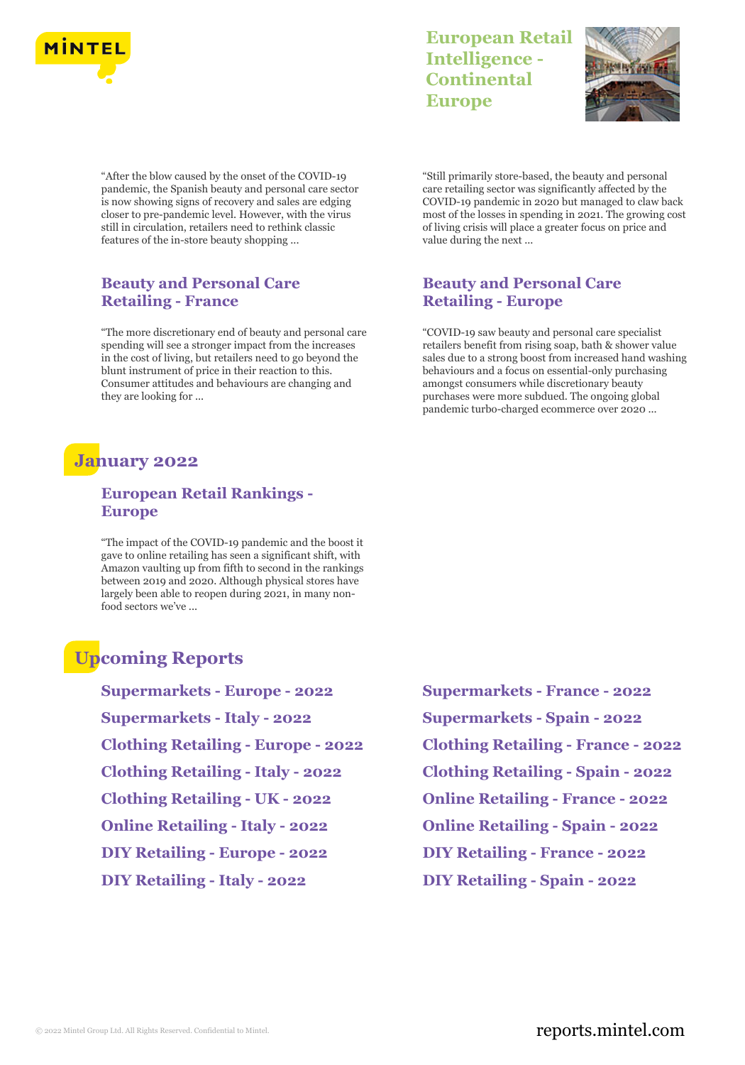"After the blow caused by the onset of the COVID-19 pandemic, the Spanish beauty and personal care sector is now showing signs of recovery and sales are edging closer to pre-pandemic level. However, with the virus still in circulation, retailers need to rethink classic features of the in-store beauty shopping ...

"Still primarily store-based, the beauty and personal care retailing sector was significantly affected by the COVID-19 pandemic in 2020 but managed to claw back most of the losses in spending in 2021. The growing cost of living crisis will place a greater focus on price and value during the next ...

### Beauty and Personal Care Retailing - France

"The more discretionary end of beauty and personal care spending will see a stronger impact from the increases in the cost of living, but retailers need to go beyond the blunt instrument of price in their reaction to this. Consumer attitudes and behaviours are changing and they are looking for ...

### Beauty and Personal Care Retailing - Europe

"COVID-19 saw beauty and personal care specialist retailers benefit from rising soap, bath & shower value sales due to a strong boost from increased hand washing behaviours and a focus on essential-only purchasing amongst consumers while discretionary beauty purchases were more subdued. The ongoing global pandemic turbo-charged ecommerce over 2020 ...

## January 2022

### European Retail Rankings - Europe

"The impact of the COVID-19 pandemic and the boost it gave to online retailing has seen a significant shift, with Amazon vaulting up from fifth to second in the rankings between 2019 and 2020. Although physical stores have largely been able to reopen during 2021, in many non-food sectors we've ...

## Upcoming Reports

- Supermarkets - Europe - 2022
- Supermarkets - Italy - 2022
- Clothing Retailing - Europe - 2022
- Clothing Retailing - Italy - 2022
- Clothing Retailing - UK - 2022
- Online Retailing - Italy - 2022
- DIY Retailing - Europe - 2022
- DIY Retailing - Italy - 2022
- Supermarkets - France - 2022
- Supermarkets - Spain - 2022
- Clothing Retailing - France - 2022
- Clothing Retailing - Spain - 2022
- Online Retailing - France - 2022
- Online Retailing - Spain - 2022
- DIY Retailing - France - 2022
- DIY Retailing - Spain - 2022